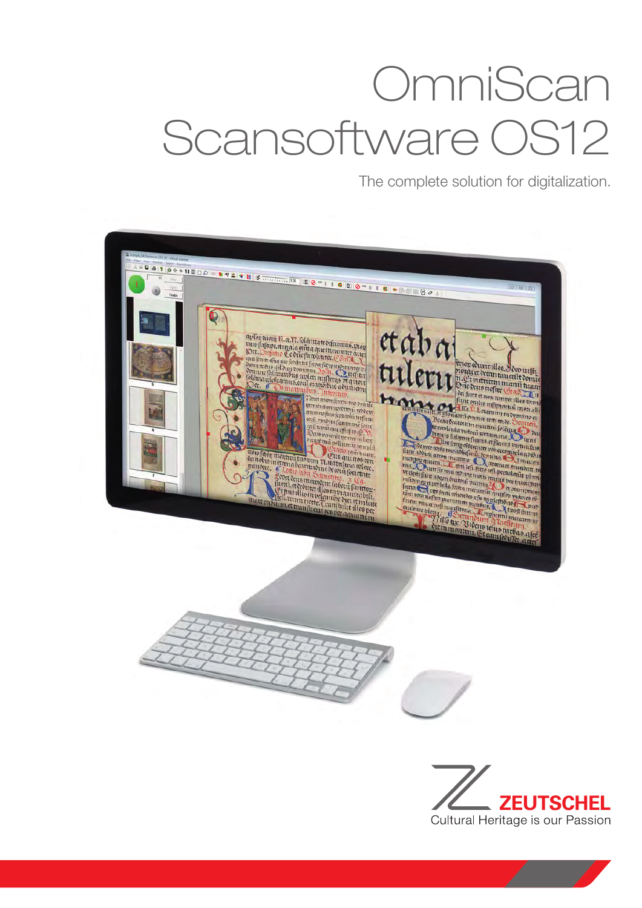# OmniScan Scansoftware OS12

The complete solution for digitalization.

ZEUTSCHEL

Cultural Heritage is our Passion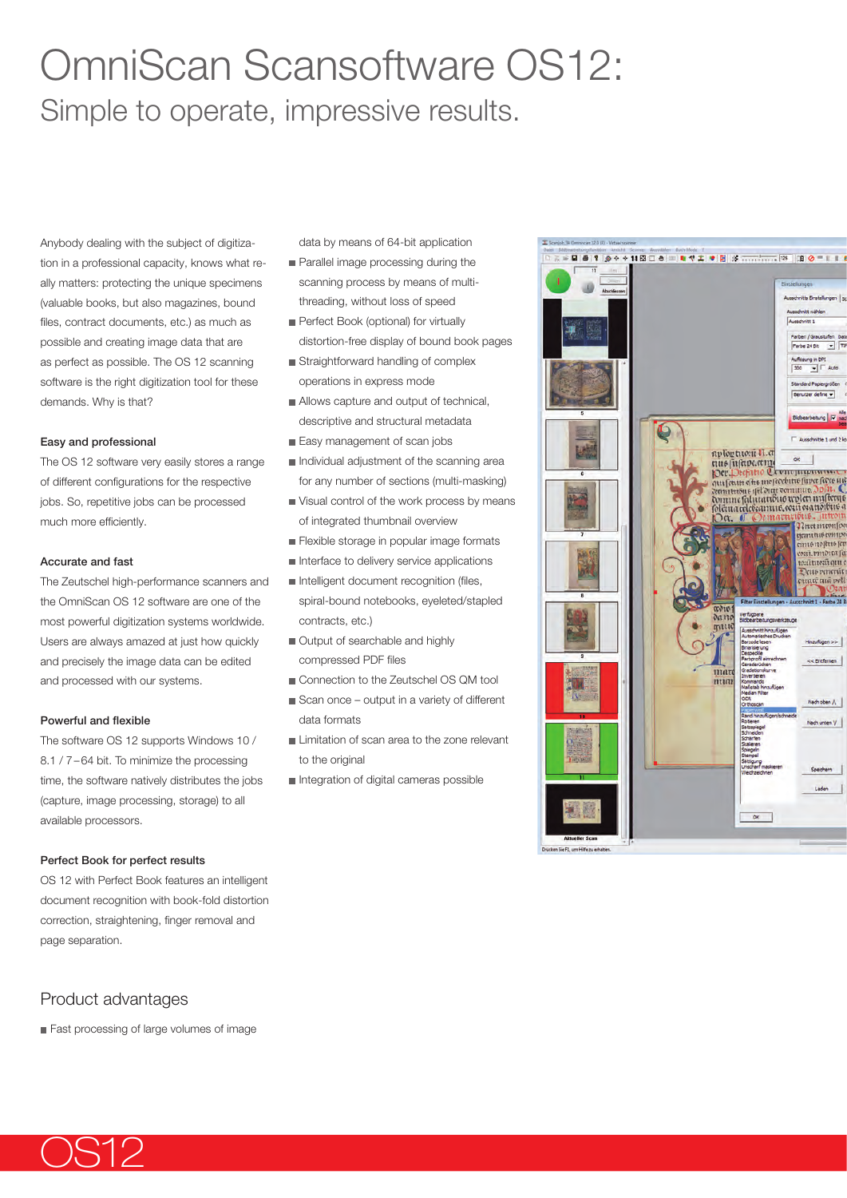# OmniScan Scansoftware OS12:

## Simple to operate, impressive results.

Anybody dealing with the subject of digitization in a professional capacity, knows what really matters: protecting the unique specimens (valuable books, but also magazines, bound files, contract documents, etc.) as much as possible and creating image data that are as perfect as possible. The OS 12 scanning software is the right digitization tool for these demands. Why is that?

### Easy and professional

The OS 12 software very easily stores a range of different configurations for the respective jobs. So, repetitive jobs can be processed much more efficiently.

### Accurate and fast

The Zeutschel high-performance scanners and the OmniScan OS 12 software are one of the most powerful digitization systems worldwide. Users are always amazed at just how quickly and precisely the image data can be edited and processed with our systems.

### Powerful and flexible

The software OS 12 supports Windows 10 / 8.1 / 7 – 64 bit. To minimize the processing time, the software natively distributes the jobs (capture, image processing, storage) to all available processors.

### Perfect Book for perfect results

OS 12 with Perfect Book features an intelligent document recognition with book-fold distortion correction, straightening, finger removal and page separation.

## Product advantages

- Fast processing of large volumes of image data by means of 64-bit application
- Parallel image processing during the scanning process by means of multi-threading, without loss of speed
- Perfect Book (optional) for virtually distortion-free display of bound book pages
- Straightforward handling of complex operations in express mode
- Allows capture and output of technical, descriptive and structural metadata
- Easy management of scan jobs
- Individual adjustment of the scanning area for any number of sections (multi-masking)
- Visual control of the work process by means of integrated thumbnail overview
- Flexible storage in popular image formats
- Interface to delivery service applications
- Intelligent document recognition (files, spiral-bound notebooks, eyeleted/stapled contracts, etc.)
- Output of searchable and highly compressed PDF files
- Connection to the Zeutschel OS QM tool
- Scan once – output in a variety of different data formats
- Limitation of scan area to the zone relevant to the original
- Integration of digital cameras possible

OS12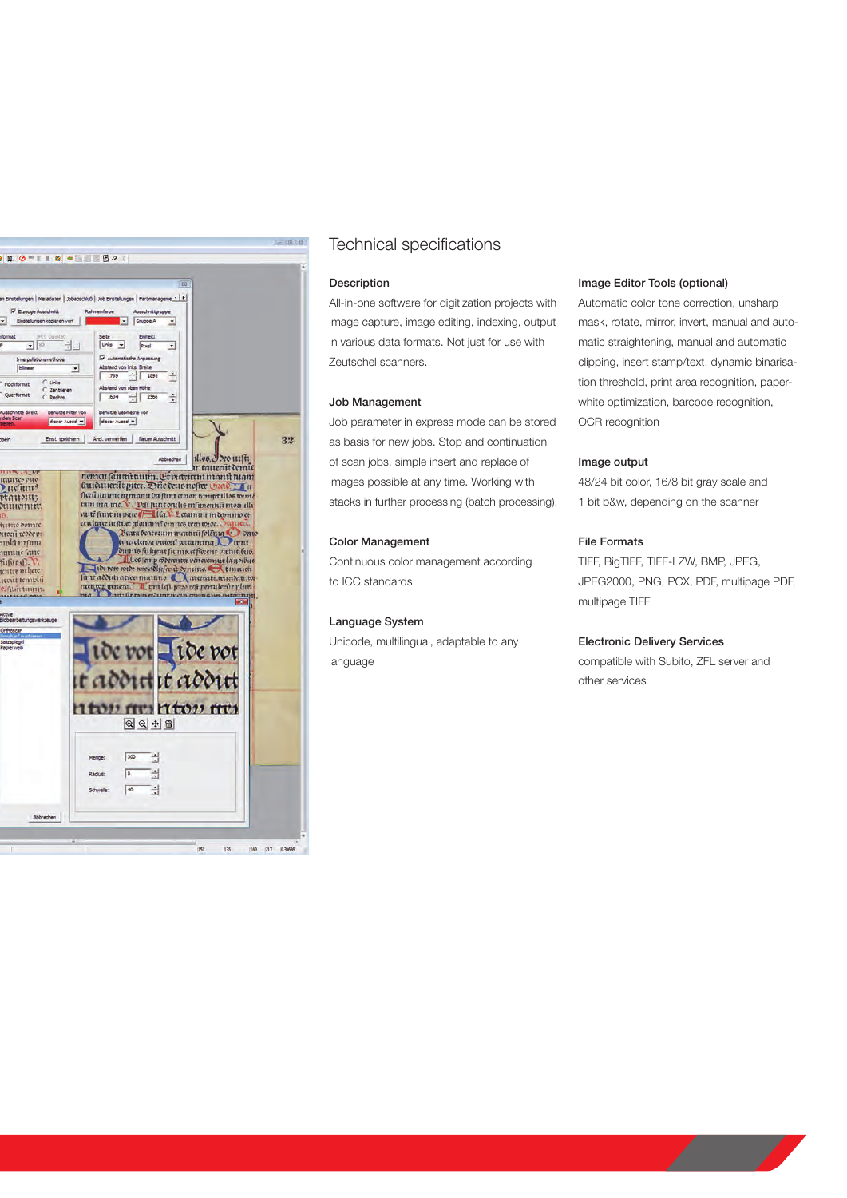# Technical specifications

## Description

All-in-one software for digitization projects with image capture, image editing, indexing, output in various data formats. Not just for use with Zeutschel scanners.

## Job Management

Job parameter in express mode can be stored as basis for new jobs. Stop and continuation of scan jobs, simple insert and replace of images possible at any time. Working with stacks in further processing (batch processing).

## Color Management

Continuous color management according to ICC standards

## Language System

Unicode, multilingual, adaptable to any language

## Image Editor Tools (optional)

Automatic color tone correction, unsharp mask, rotate, mirror, invert, manual and automatic straightening, manual and automatic clipping, insert stamp/text, dynamic binarisation threshold, print area recognition, paper-white optimization, barcode recognition, OCR recognition

## Image output

48/24 bit color, 16/8 bit gray scale and 1 bit b&w, depending on the scanner

## File Formats

TIFF, BigTIFF, TIFF-LZW, BMP, JPEG, JPEG2000, PNG, PCX, PDF, multipage PDF, multipage TIFF

## Electronic Delivery Services

compatible with Subito, ZFL server and other services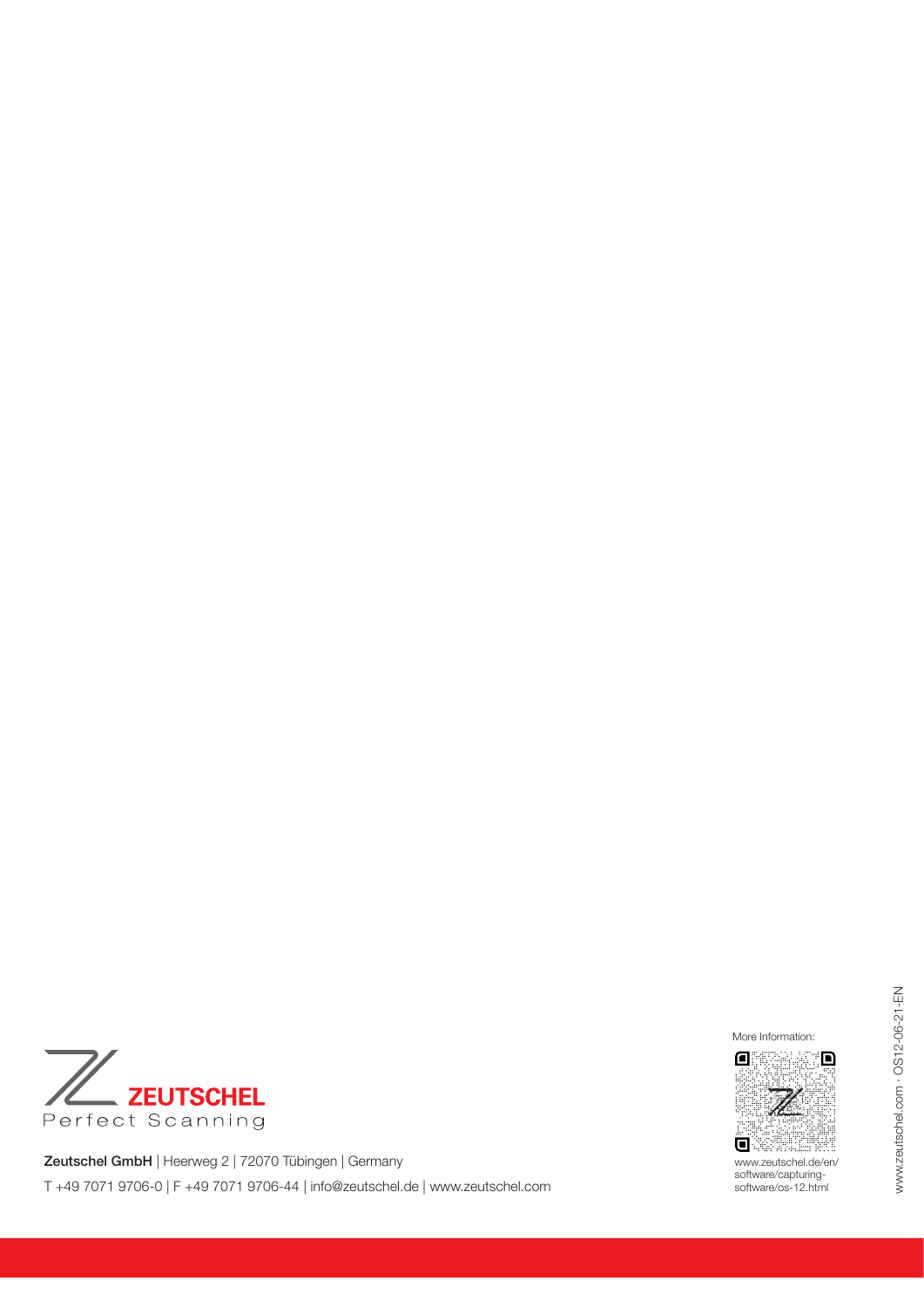ZEUTSCHEL

Perfect Scanning

**Zeutschel GmbH** | Heerweg 2 | 72070 Tübingen | Germany

T +49 7071 9706-0 | F +49 7071 9706-44 | info@zeutschel.de | www.zeutschel.com

More Information:

www.zeutschel.de/en/software/capturing-software/os-12.html

www.zeutschel.com · OS12-06-21-EN